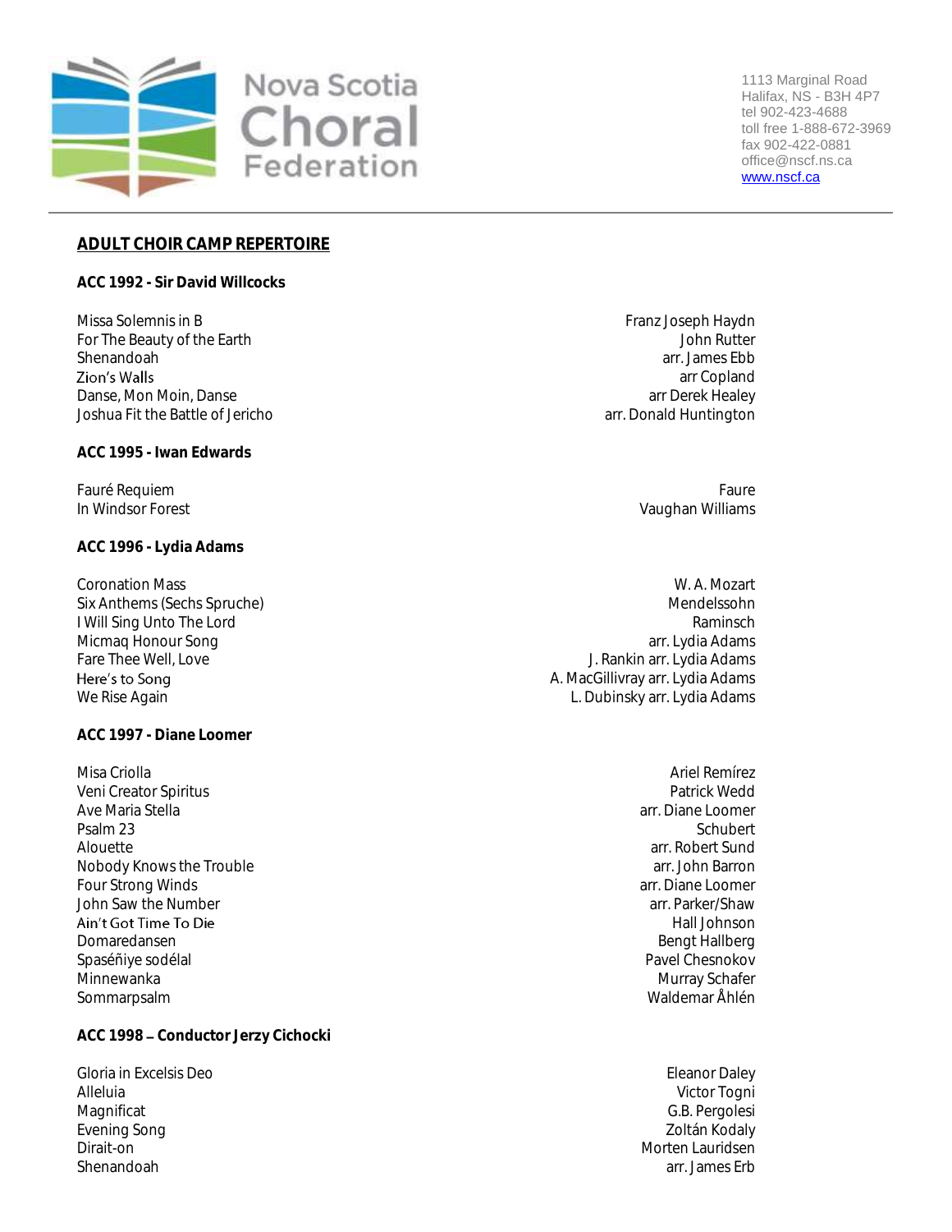Nova Scotia Choral Federation

1113 Marginal Road
Halifax, NS - B3H 4P7
tel 902-423-4688
toll free 1-888-672-3969
fax 902-422-0881
office@nscf.ns.ca
www.nscf.ca

## ADULT CHOIR CAMP REPERTOIRE

### ACC 1992 - Sir David Willcocks

| | |
|---|---|
| Missa Solemnis in B | Franz Joseph Haydn |
| For The Beauty of the Earth | John Rutter |
| Shenandoah | arr. James Ebb |
| Zion's Walls | arr Copland |
| Danse, Mon Moin, Danse | arr Derek Healey |
| Joshua Fit the Battle of Jericho | arr. Donald Huntington |

### ACC 1995 - Iwan Edwards

| | |
|---|---|
| Fauré Requiem | Faure |
| In Windsor Forest | Vaughan Williams |

### ACC 1996 - Lydia Adams

| | |
|---|---|
| Coronation Mass | W. A. Mozart |
| Six Anthems (Sechs Spruche) | Mendelssohn |
| I Will Sing Unto The Lord | Raminsch |
| Micmaq Honour Song | arr. Lydia Adams |
| Fare Thee Well, Love | J. Rankin arr. Lydia Adams |
| Here's to Song | A. MacGillivray arr. Lydia Adams |
| We Rise Again | L. Dubinsky arr. Lydia Adams |

### ACC 1997 - Diane Loomer

| | |
|---|---|
| Misa Criolla | Ariel Remírez |
| Veni Creator Spiritus | Patrick Wedd |
| Ave Maria Stella | arr. Diane Loomer |
| Psalm 23 | Schubert |
| Alouette | arr. Robert Sund |
| Nobody Knows the Trouble | arr. John Barron |
| Four Strong Winds | arr. Diane Loomer |
| John Saw the Number | arr. Parker/Shaw |
| Ain't Got Time To Die | Hall Johnson |
| Domaredansen | Bengt Hallberg |
| Spaséñiye sodélal | Pavel Chesnokov |
| Minnewanka | Murray Schafer |
| Sommarpsalm | Waldemar Åhlén |

### ACC 1998 – Conductor Jerzy Cichocki

| | |
|---|---|
| Gloria in Excelsis Deo | Eleanor Daley |
| Alleluia | Victor Togni |
| Magnificat | G.B. Pergolesi |
| Evening Song | Zoltán Kodaly |
| Dirait-on | Morten Lauridsen |
| Shenandoah | arr. James Erb |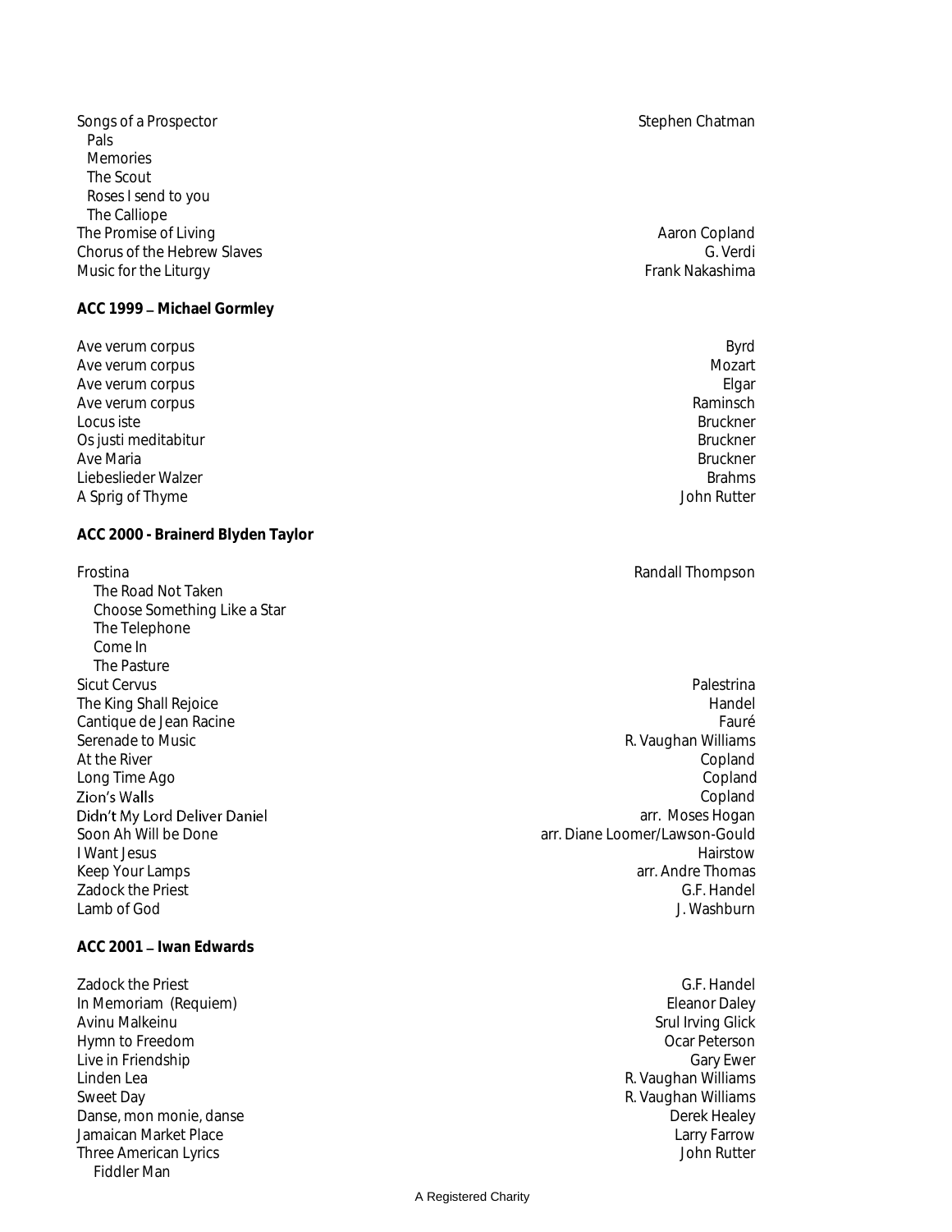Songs of a Prospector — Stephen Chatman
- Pals
- Memories
- The Scout
- Roses I send to you
- The Calliope

The Promise of Living — Aaron Copland
Chorus of the Hebrew Slaves — G. Verdi
Music for the Liturgy — Frank Nakashima

**ACC 1999 – Michael Gormley**

Ave verum corpus — Byrd
Ave verum corpus — Mozart
Ave verum corpus — Elgar
Ave verum corpus — Raminsch
Locus iste — Bruckner
Os justi meditabitur — Bruckner
Ave Maria — Bruckner
Liebeslieder Walzer — Brahms
A Sprig of Thyme — John Rutter

**ACC 2000 - Brainerd Blyden Taylor**

Frostina — Randall Thompson
- The Road Not Taken
- Choose Something Like a Star
- The Telephone
- Come In
- The Pasture

Sicut Cervus — Palestrina
The King Shall Rejoice — Handel
Cantique de Jean Racine — Fauré
Serenade to Music — R. Vaughan Williams
At the River — Copland
Long Time Ago — Copland
Zion's Walls — Copland
Didn't My Lord Deliver Daniel — arr. Moses Hogan
Soon Ah Will be Done — arr. Diane Loomer/Lawson-Gould
I Want Jesus — Hairstow
Keep Your Lamps — arr. Andre Thomas
Zadock the Priest — G.F. Handel
Lamb of God — J. Washburn

**ACC 2001 – Iwan Edwards**

Zadock the Priest — G.F. Handel
In Memoriam (Requiem) — Eleanor Daley
Avinu Malkeinu — Srul Irving Glick
Hymn to Freedom — Ocar Peterson
Live in Friendship — Gary Ewer
Linden Lea — R. Vaughan Williams
Sweet Day — R. Vaughan Williams
Danse, mon monie, danse — Derek Healey
Jamaican Market Place — Larry Farrow
Three American Lyrics — John Rutter
- Fiddler Man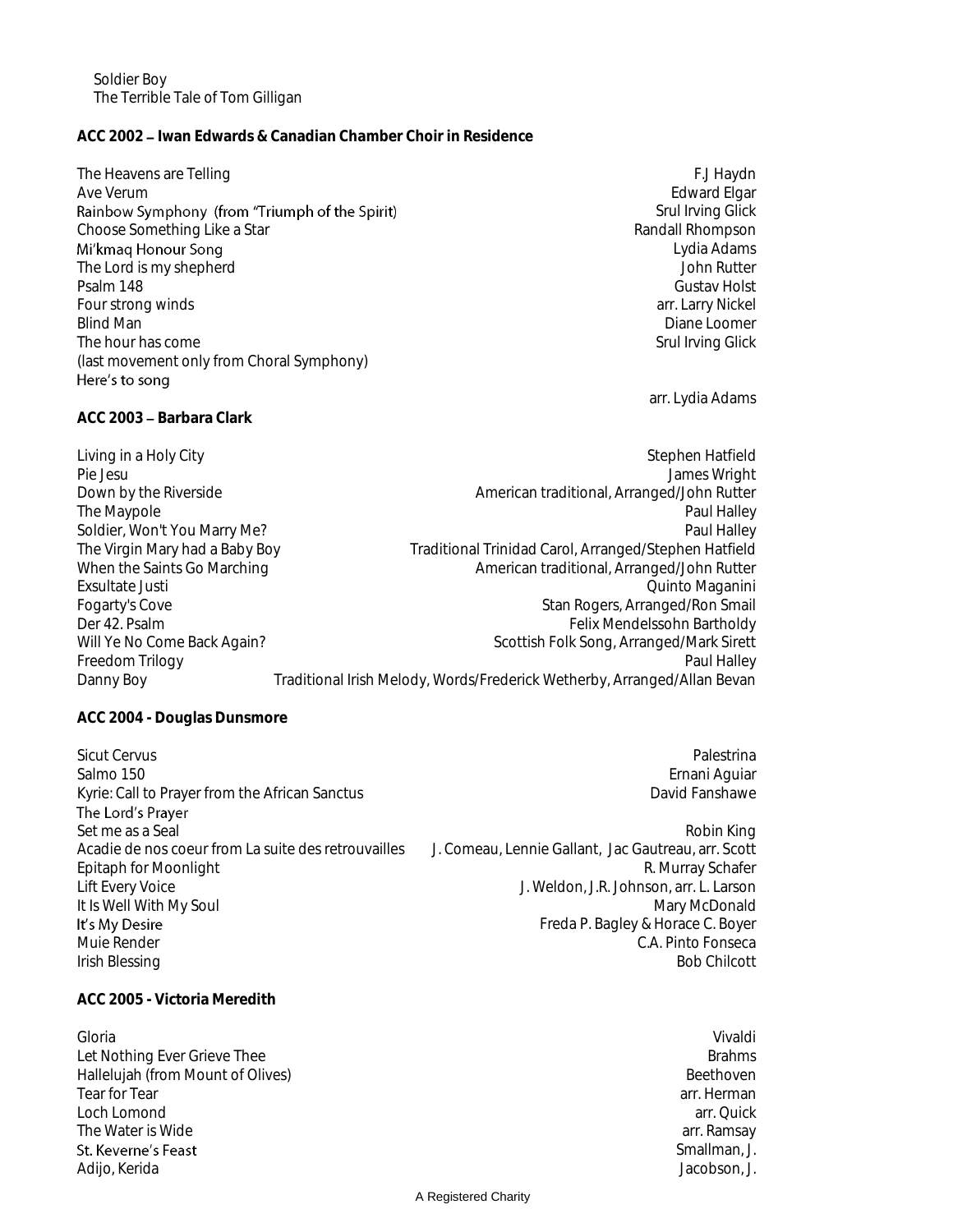Soldier Boy
The Terrible Tale of Tom Gilligan

**ACC 2002 – Iwan Edwards & Canadian Chamber Choir in Residence**

| | |
|---|---|
| The Heavens are Telling | F.J Haydn |
| Ave Verum | Edward Elgar |
| Rainbow Symphony (from "Triumph of the Spirit) | Srul Irving Glick |
| Choose Something Like a Star | Randall Rhompson |
| Mi'kmaq Honour Song | Lydia Adams |
| The Lord is my shepherd | John Rutter |
| Psalm 148 | Gustav Holst |
| Four strong winds | arr. Larry Nickel |
| Blind Man | Diane Loomer |
| The hour has come (last movement only from Choral Symphony) | Srul Irving Glick |
| Here's to song | arr. Lydia Adams |

**ACC 2003 – Barbara Clark**

| | |
|---|---|
| Living in a Holy City | Stephen Hatfield |
| Pie Jesu | James Wright |
| Down by the Riverside | American traditional, Arranged/John Rutter |
| The Maypole | Paul Halley |
| Soldier, Won't You Marry Me? | Paul Halley |
| The Virgin Mary had a Baby Boy | Traditional Trinidad Carol, Arranged/Stephen Hatfield |
| When the Saints Go Marching | American traditional, Arranged/John Rutter |
| Exsultate Justi | Quinto Maganini |
| Fogarty's Cove | Stan Rogers, Arranged/Ron Smail |
| Der 42. Psalm | Felix Mendelssohn Bartholdy |
| Will Ye No Come Back Again? | Scottish Folk Song, Arranged/Mark Sirett |
| Freedom Trilogy | Paul Halley |
| Danny Boy | Traditional Irish Melody, Words/Frederick Wetherby, Arranged/Allan Bevan |

**ACC 2004 - Douglas Dunsmore**

| | |
|---|---|
| Sicut Cervus | Palestrina |
| Salmo 150 | Ernani Aguiar |
| Kyrie: Call to Prayer from the African Sanctus | David Fanshawe |
| The Lord's Prayer | |
| Set me as a Seal | Robin King |
| Acadie de nos coeur from La suite des retrouvailles | J. Comeau, Lennie Gallant, Jac Gautreau, arr. Scott |
| Epitaph for Moonlight | R. Murray Schafer |
| Lift Every Voice | J. Weldon, J.R. Johnson, arr. L. Larson |
| It Is Well With My Soul | Mary McDonald |
| It's My Desire | Freda P. Bagley & Horace C. Boyer |
| Muie Render | C.A. Pinto Fonseca |
| Irish Blessing | Bob Chilcott |

**ACC 2005 - Victoria Meredith**

| | |
|---|---|
| Gloria | Vivaldi |
| Let Nothing Ever Grieve Thee | Brahms |
| Hallelujah (from Mount of Olives) | Beethoven |
| Tear for Tear | arr. Herman |
| Loch Lomond | arr. Quick |
| The Water is Wide | arr. Ramsay |
| St. Keverne's Feast | Smallman, J. |
| Adijo, Kerida | Jacobson, J. |

A Registered Charity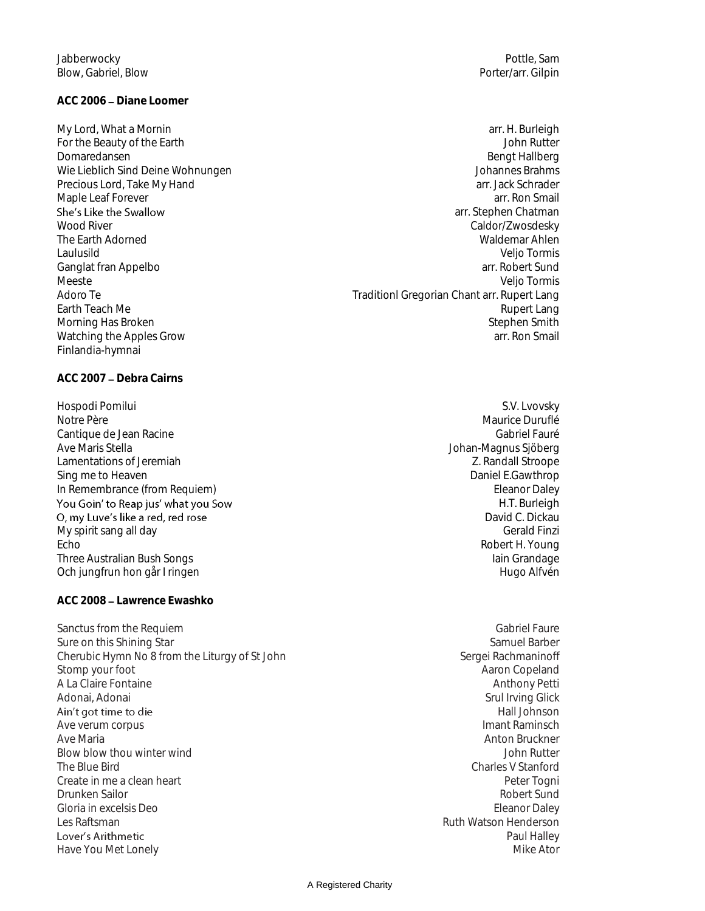| | |
|---|---|
| Jabberwocky | Pottle, Sam |
| Blow, Gabriel, Blow | Porter/arr. Gilpin |

**ACC 2006 – Diane Loomer**

| | |
|---|---|
| My Lord, What a Mornin | arr. H. Burleigh |
| For the Beauty of the Earth | John Rutter |
| Domaredansen | Bengt Hallberg |
| Wie Lieblich Sind Deine Wohnungen | Johannes Brahms |
| Precious Lord, Take My Hand | arr. Jack Schrader |
| Maple Leaf Forever | arr. Ron Smail |
| She's Like the Swallow | arr. Stephen Chatman |
| Wood River | Caldor/Zwosdesky |
| The Earth Adorned | Waldemar Ahlen |
| Laulusild | Veljo Tormis |
| Ganglat fran Appelbo | arr. Robert Sund |
| Meeste | Veljo Tormis |
| Adoro Te | Traditionl Gregorian Chant arr. Rupert Lang |
| Earth Teach Me | Rupert Lang |
| Morning Has Broken | Stephen Smith |
| Watching the Apples Grow | arr. Ron Smail |
| Finlandia-hymnai | |

**ACC 2007 – Debra Cairns**

| | |
|---|---|
| Hospodi Pomilui | S.V. Lvovsky |
| Notre Père | Maurice Duruflé |
| Cantique de Jean Racine | Gabriel Fauré |
| Ave Maris Stella | Johan-Magnus Sjöberg |
| Lamentations of Jeremiah | Z. Randall Stroope |
| Sing me to Heaven | Daniel E.Gawthrop |
| In Remembrance (from Requiem) | Eleanor Daley |
| You Goin' to Reap jus' what you Sow | H.T. Burleigh |
| O, my Luve's like a red, red rose | David C. Dickau |
| My spirit sang all day | Gerald Finzi |
| Echo | Robert H. Young |
| Three Australian Bush Songs | Iain Grandage |
| Och jungfrun hon går I ringen | Hugo Alfvén |

**ACC 2008 – Lawrence Ewashko**

| | |
|---|---|
| Sanctus from the Requiem | Gabriel Faure |
| Sure on this Shining Star | Samuel Barber |
| Cherubic Hymn No 8 from the Liturgy of St John | Sergei Rachmaninoff |
| Stomp your foot | Aaron Copeland |
| A La Claire Fontaine | Anthony Petti |
| Adonai, Adonai | Srul Irving Glick |
| Ain't got time to die | Hall Johnson |
| Ave verum corpus | Imant Raminsch |
| Ave Maria | Anton Bruckner |
| Blow blow thou winter wind | John Rutter |
| The Blue Bird | Charles V Stanford |
| Create in me a clean heart | Peter Togni |
| Drunken Sailor | Robert Sund |
| Gloria in excelsis Deo | Eleanor Daley |
| Les Raftsman | Ruth Watson Henderson |
| Lover's Arithmetic | Paul Halley |
| Have You Met Lonely | Mike Ator |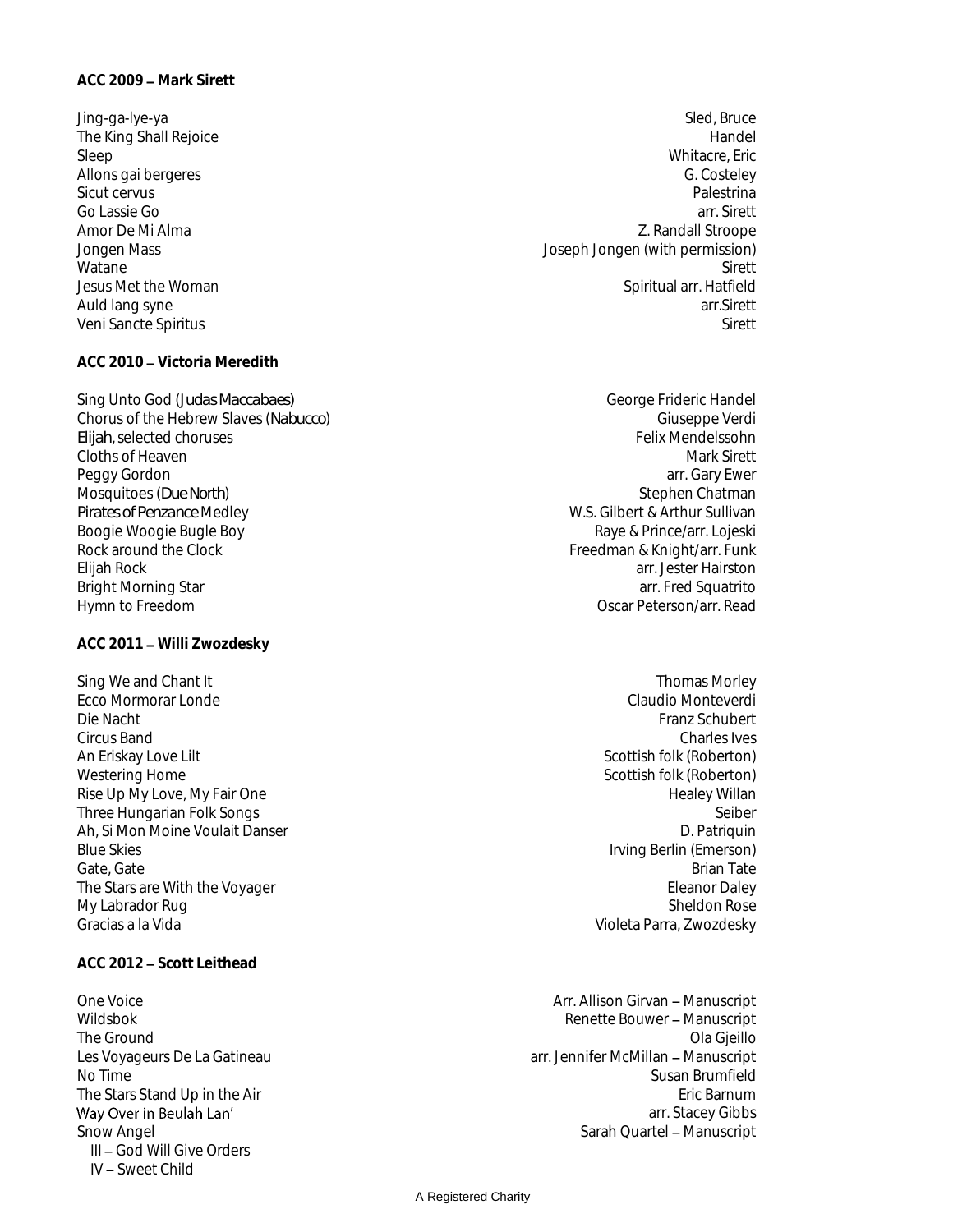**ACC 2009 – Mark Sirett**

| | |
|---|---|
| Jing-ga-lye-ya | Sled, Bruce |
| The King Shall Rejoice | Handel |
| Sleep | Whitacre, Eric |
| Allons gai bergeres | G. Costeley |
| Sicut cervus | Palestrina |
| Go Lassie Go | arr. Sirett |
| Amor De Mi Alma | Z. Randall Stroope |
| Jongen Mass | Joseph Jongen (with permission) |
| Watane | Sirett |
| Jesus Met the Woman | Spiritual arr. Hatfield |
| Auld lang syne | arr.Sirett |
| Veni Sancte Spiritus | Sirett |

**ACC 2010 – Victoria Meredith**

| | |
|---|---|
| Sing Unto God (*Judas Maccabaes*) | George Frideric Handel |
| Chorus of the Hebrew Slaves (*Nabucco*) | Giuseppe Verdi |
| *Elijah*, selected choruses | Felix Mendelssohn |
| Cloths of Heaven | Mark Sirett |
| Peggy Gordon | arr. Gary Ewer |
| Mosquitoes (*Due North*) | Stephen Chatman |
| *Pirates of Penzance* Medley | W.S. Gilbert & Arthur Sullivan |
| Boogie Woogie Bugle Boy | Raye & Prince/arr. Lojeski |
| Rock around the Clock | Freedman & Knight/arr. Funk |
| Elijah Rock | arr. Jester Hairston |
| Bright Morning Star | arr. Fred Squatrito |
| Hymn to Freedom | Oscar Peterson/arr. Read |

**ACC 2011 – Willi Zwozdesky**

| | |
|---|---|
| Sing We and Chant It | Thomas Morley |
| Ecco Mormorar Londe | Claudio Monteverdi |
| Die Nacht | Franz Schubert |
| Circus Band | Charles Ives |
| An Eriskay Love Lilt | Scottish folk (Roberton) |
| Westering Home | Scottish folk (Roberton) |
| Rise Up My Love, My Fair One | Healey Willan |
| Three Hungarian Folk Songs | Seiber |
| Ah, Si Mon Moine Voulait Danser | D. Patriquin |
| Blue Skies | Irving Berlin (Emerson) |
| Gate, Gate | Brian Tate |
| The Stars are With the Voyager | Eleanor Daley |
| My Labrador Rug | Sheldon Rose |
| Gracias a la Vida | Violeta Parra, Zwozdesky |

**ACC 2012 – Scott Leithead**

| | |
|---|---|
| One Voice | Arr. Allison Girvan – Manuscript |
| Wildsbok | Renette Bouwer – Manuscript |
| The Ground | Ola Gjeillo |
| Les Voyageurs De La Gatineau | arr. Jennifer McMillan – Manuscript |
| No Time | Susan Brumfield |
| The Stars Stand Up in the Air | Eric Barnum |
| Way Over in Beulah Lan' | arr. Stacey Gibbs |
| Snow Angel | Sarah Quartel – Manuscript |
| III – God Will Give Orders | |
| IV – Sweet Child | |

A Registered Charity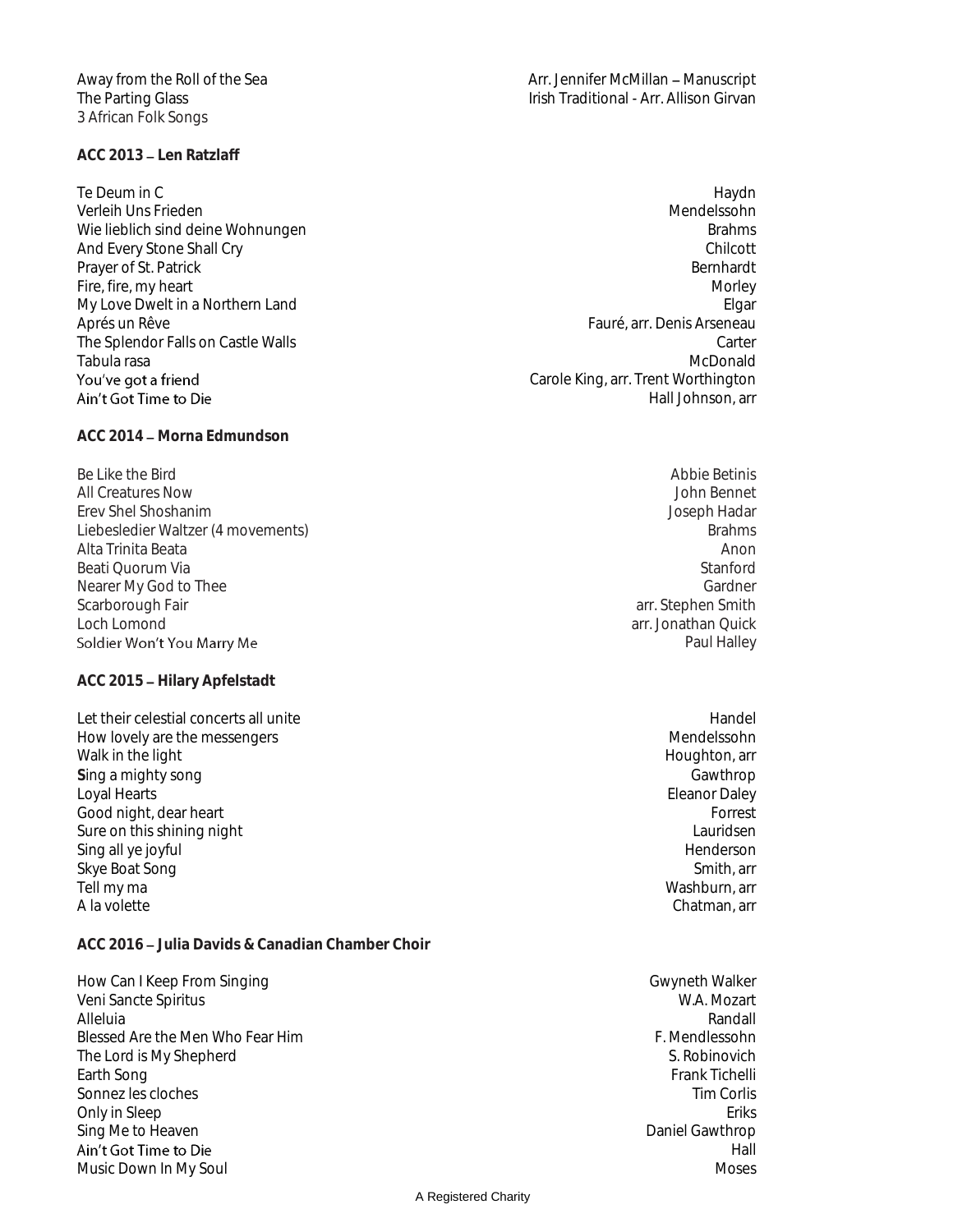| | |
|---|---|
| Away from the Roll of the Sea | Arr. Jennifer McMillan – Manuscript |
| The Parting Glass | Irish Traditional - Arr. Allison Girvan |
| 3 African Folk Songs | |

**ACC 2013 – Len Ratzlaff**

| | |
|---|---|
| Te Deum in C | Haydn |
| Verleih Uns Frieden | Mendelssohn |
| Wie lieblich sind deine Wohnungen | Brahms |
| And Every Stone Shall Cry | Chilcott |
| Prayer of St. Patrick | Bernhardt |
| Fire, fire, my heart | Morley |
| My Love Dwelt in a Northern Land | Elgar |
| Aprés un Rêve | Fauré, arr. Denis Arseneau |
| The Splendor Falls on Castle Walls | Carter |
| Tabula rasa | McDonald |
| You've got a friend | Carole King, arr. Trent Worthington |
| Ain't Got Time to Die | Hall Johnson, arr |

**ACC 2014 – Morna Edmundson**

| | |
|---|---|
| Be Like the Bird | Abbie Betinis |
| All Creatures Now | John Bennet |
| Erev Shel Shoshanim | Joseph Hadar |
| Liebesledier Waltzer (4 movements) | Brahms |
| Alta Trinita Beata | Anon |
| Beati Quorum Via | Stanford |
| Nearer My God to Thee | Gardner |
| Scarborough Fair | arr. Stephen Smith |
| Loch Lomond | arr. Jonathan Quick |
| Soldier Won't You Marry Me | Paul Halley |

**ACC 2015 – Hilary Apfelstadt**

| | |
|---|---|
| Let their celestial concerts all unite | Handel |
| How lovely are the messengers | Mendelssohn |
| Walk in the light | Houghton, arr |
| **S**ing a mighty song | Gawthrop |
| Loyal Hearts | Eleanor Daley |
| Good night, dear heart | Forrest |
| Sure on this shining night | Lauridsen |
| Sing all ye joyful | Henderson |
| Skye Boat Song | Smith, arr |
| Tell my ma | Washburn, arr |
| A la volette | Chatman, arr |

**ACC 2016 – Julia Davids & Canadian Chamber Choir**

| | |
|---|---|
| How Can I Keep From Singing | Gwyneth Walker |
| Veni Sancte Spiritus | W.A. Mozart |
| Alleluia | Randall |
| Blessed Are the Men Who Fear Him | F. Mendlessohn |
| The Lord is My Shepherd | S. Robinovich |
| Earth Song | Frank Tichelli |
| Sonnez les cloches | Tim Corlis |
| Only in Sleep | Eriks |
| Sing Me to Heaven | Daniel Gawthrop |
| Ain't Got Time to Die | Hall |
| Music Down In My Soul | Moses |

A Registered Charity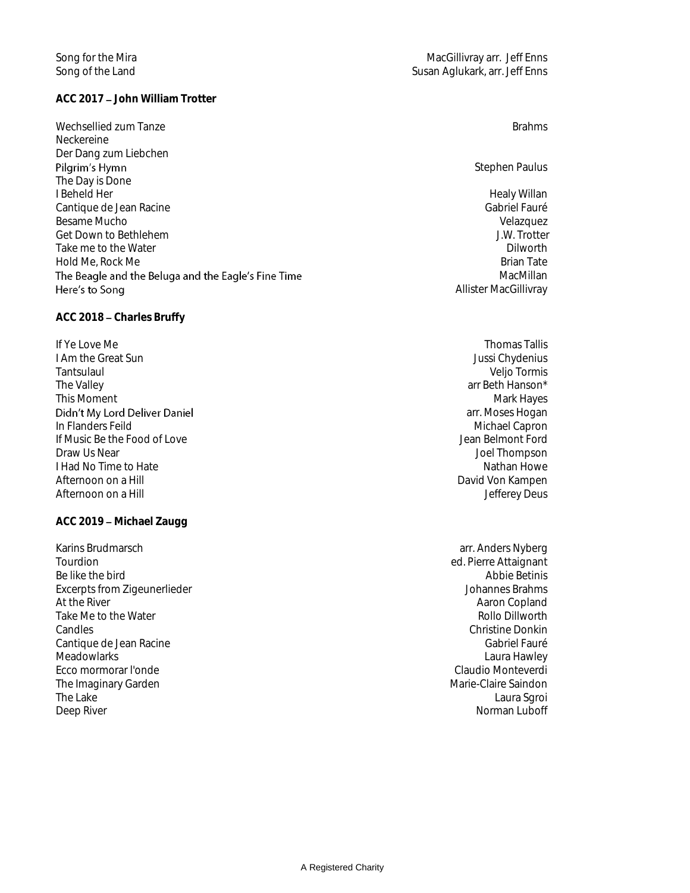| | |
|---|---|
| Song for the Mira | MacGillivray arr. Jeff Enns |
| Song of the Land | Susan Aglukark, arr. Jeff Enns |

**ACC 2017 – John William Trotter**

| | |
|---|---|
| Wechsellied zum Tanze | Brahms |
| Neckereine | |
| Der Dang zum Liebchen | |
| Pilgrim's Hymn | Stephen Paulus |
| The Day is Done | |
| I Beheld Her | Healy Willan |
| Cantique de Jean Racine | Gabriel Fauré |
| Besame Mucho | Velazquez |
| Get Down to Bethlehem | J.W. Trotter |
| Take me to the Water | Dilworth |
| Hold Me, Rock Me | Brian Tate |
| The Beagle and the Beluga and the Eagle's Fine Time | MacMillan |
| Here's to Song | Allister MacGillivray |

**ACC 2018 – Charles Bruffy**

| | |
|---|---|
| If Ye Love Me | Thomas Tallis |
| I Am the Great Sun | Jussi Chydenius |
| Tantsulaul | Veljo Tormis |
| The Valley | arr Beth Hanson* |
| This Moment | Mark Hayes |
| Didn't My Lord Deliver Daniel | arr. Moses Hogan |
| In Flanders Feild | Michael Capron |
| If Music Be the Food of Love | Jean Belmont Ford |
| Draw Us Near | Joel Thompson |
| I Had No Time to Hate | Nathan Howe |
| Afternoon on a Hill | David Von Kampen |
| Afternoon on a Hill | Jefferey Deus |

**ACC 2019 – Michael Zaugg**

| | |
|---|---|
| Karins Brudmarsch | arr. Anders Nyberg |
| Tourdion | ed. Pierre Attaignant |
| Be like the bird | Abbie Betinis |
| Excerpts from Zigeunerlieder | Johannes Brahms |
| At the River | Aaron Copland |
| Take Me to the Water | Rollo Dillworth |
| Candles | Christine Donkin |
| Cantique de Jean Racine | Gabriel Fauré |
| Meadowlarks | Laura Hawley |
| Ecco mormorar l'onde | Claudio Monteverdi |
| The Imaginary Garden | Marie-Claire Saindon |
| The Lake | Laura Sgroi |
| Deep River | Norman Luboff |

A Registered Charity